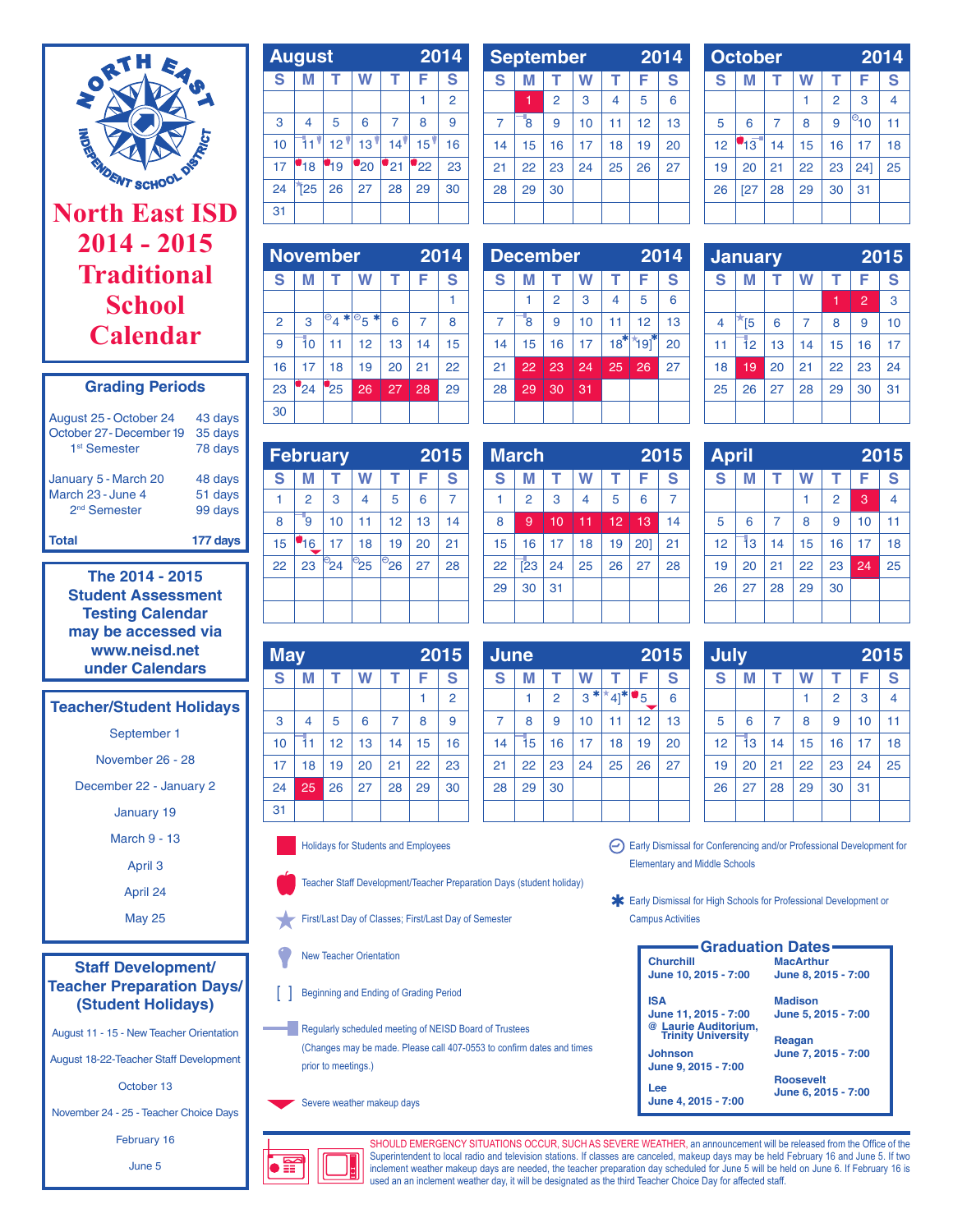# North East ISD 2014 - 2015 Traditional School Calendar

## Grading Periods

| | |
|---|---|
| August 25 - October 24 | 43 days |
| October 27 - December 19 | 35 days |
| 1st Semester | 78 days |
| January 5 - March 20 | 48 days |
| March 23 - June 4 | 51 days |
| 2nd Semester | 99 days |
| **Total** | **177 days** |

**The 2014 - 2015 Student Assessment Testing Calendar may be accessed via www.neisd.net under Calendars**

## Teacher/Student Holidays

September 1

November 26 - 28

December 22 - January 2

January 19

March 9 - 13

April 3

April 24

May 25

## Staff Development/ Teacher Preparation Days/ (Student Holidays)

August 11 - 15 - New Teacher Orientation

August 18-22-Teacher Staff Development

October 13

November 24 - 25 - Teacher Choice Days

February 16

June 5

## August 2014

| S | M | T | W | T | F | S |
|---|---|---|---|---|---|---|
| | | | | | 1 | 2 |
| 3 | 4 | 5 | 6 | 7 | 8 | 9 |
| 10 | 11 | 12 | 13 | 14 | 15 | 16 |
| 17 | 18 | 19 | 20 | 21 | 22 | 23 |
| 24 | [25 | 26 | 27 | 28 | 29 | 30 |
| 31 | | | | | | |

## September 2014

| S | M | T | W | T | F | S |
|---|---|---|---|---|---|---|
| | 1 | 2 | 3 | 4 | 5 | 6 |
| 7 | 8 | 9 | 10 | 11 | 12 | 13 |
| 14 | 15 | 16 | 17 | 18 | 19 | 20 |
| 21 | 22 | 23 | 24 | 25 | 26 | 27 |
| 28 | 29 | 30 | | | | |

## October 2014

| S | M | T | W | T | F | S |
|---|---|---|---|---|---|---|
| | | | 1 | 2 | 3 | 4 |
| 5 | 6 | 7 | 8 | 9 | 10 | 11 |
| 12 | 13 | 14 | 15 | 16 | 17 | 18 |
| 19 | 20 | 21 | 22 | 23 | 24] | 25 |
| 26 | [27 | 28 | 29 | 30 | 31 | |

## November 2014

| S | M | T | W | T | F | S |
|---|---|---|---|---|---|---|
| | | | | | | 1 |
| 2 | 3 | 4 * | 5 * | 6 | 7 | 8 |
| 9 | 10 | 11 | 12 | 13 | 14 | 15 |
| 16 | 17 | 18 | 19 | 20 | 21 | 22 |
| 23 | 24 | 25 | 26 | 27 | 28 | 29 |
| 30 | | | | | | |

## December 2014

| S | M | T | W | T | F | S |
|---|---|---|---|---|---|---|
| | 1 | 2 | 3 | 4 | 5 | 6 |
| 7 | 8 | 9 | 10 | 11 | 12 | 13 |
| 14 | 15 | 16 | 17 | 18* | 19]* | 20 |
| 21 | 22 | 23 | 24 | 25 | 26 | 27 |
| 28 | 29 | 30 | 31 | | | |

## January 2015

| S | M | T | W | T | F | S |
|---|---|---|---|---|---|---|
| | | | | 1 | 2 | 3 |
| 4 | [5 | 6 | 7 | 8 | 9 | 10 |
| 11 | 12 | 13 | 14 | 15 | 16 | 17 |
| 18 | 19 | 20 | 21 | 22 | 23 | 24 |
| 25 | 26 | 27 | 28 | 29 | 30 | 31 |

## February 2015

| S | M | T | W | T | F | S |
|---|---|---|---|---|---|---|
| 1 | 2 | 3 | 4 | 5 | 6 | 7 |
| 8 | 9 | 10 | 11 | 12 | 13 | 14 |
| 15 | 16 | 17 | 18 | 19 | 20 | 21 |
| 22 | 23 | 24 | 25 | 26 | 27 | 28 |

## March 2015

| S | M | T | W | T | F | S |
|---|---|---|---|---|---|---|
| 1 | 2 | 3 | 4 | 5 | 6 | 7 |
| 8 | 9 | 10 | 11 | 12 | 13 | 14 |
| 15 | 16 | 17 | 18 | 19 | 20] | 21 |
| 22 | [23 | 24 | 25 | 26 | 27 | 28 |
| 29 | 30 | 31 | | | | |

## April 2015

| S | M | T | W | T | F | S |
|---|---|---|---|---|---|---|
| | | | 1 | 2 | 3 | 4 |
| 5 | 6 | 7 | 8 | 9 | 10 | 11 |
| 12 | 13 | 14 | 15 | 16 | 17 | 18 |
| 19 | 20 | 21 | 22 | 23 | 24 | 25 |
| 26 | 27 | 28 | 29 | 30 | | |

## May 2015

| S | M | T | W | T | F | S |
|---|---|---|---|---|---|---|
| | | | | | 1 | 2 |
| 3 | 4 | 5 | 6 | 7 | 8 | 9 |
| 10 | 11 | 12 | 13 | 14 | 15 | 16 |
| 17 | 18 | 19 | 20 | 21 | 22 | 23 |
| 24 | 25 | 26 | 27 | 28 | 29 | 30 |
| 31 | | | | | | |

## June 2015

| S | M | T | W | T | F | S |
|---|---|---|---|---|---|---|
| | 1 | 2 | 3 * | 4]* | 5 | 6 |
| 7 | 8 | 9 | 10 | 11 | 12 | 13 |
| 14 | 15 | 16 | 17 | 18 | 19 | 20 |
| 21 | 22 | 23 | 24 | 25 | 26 | 27 |
| 28 | 29 | 30 | | | | |

## July 2015

| S | M | T | W | T | F | S |
|---|---|---|---|---|---|---|
| | | | 1 | 2 | 3 | 4 |
| 5 | 6 | 7 | 8 | 9 | 10 | 11 |
| 12 | 13 | 14 | 15 | 16 | 17 | 18 |
| 19 | 20 | 21 | 22 | 23 | 24 | 25 |
| 26 | 27 | 28 | 29 | 30 | 31 | |

## Legend

- Holidays for Students and Employees
- Teacher Staff Development/Teacher Preparation Days (student holiday)
- First/Last Day of Classes; First/Last Day of Semester
- New Teacher Orientation
- [ ] Beginning and Ending of Grading Period
- Regularly scheduled meeting of NEISD Board of Trustees (Changes may be made. Please call 407-0553 to confirm dates and times prior to meetings.)
- Severe weather makeup days
- Early Dismissal for Conferencing and/or Professional Development for Elementary and Middle Schools
- * Early Dismissal for High Schools for Professional Development or Campus Activities

## Graduation Dates

| | |
|---|---|
| **Churchill** June 10, 2015 - 7:00 | **MacArthur** June 8, 2015 - 7:00 |
| **ISA** June 11, 2015 - 7:00 @ Laurie Auditorium, Trinity University | **Madison** June 5, 2015 - 7:00 |
| **Johnson** June 9, 2015 - 7:00 | **Reagan** June 7, 2015 - 7:00 |
| **Lee** June 4, 2015 - 7:00 | **Roosevelt** June 6, 2015 - 7:00 |

SHOULD EMERGENCY SITUATIONS OCCUR, SUCH AS SEVERE WEATHER, an announcement will be released from the Office of the Superintendent to local radio and television stations. If classes are canceled, makeup days may be held February 16 and June 5. If two inclement weather makeup days are needed, the teacher preparation day scheduled for June 5 will be held on June 6. If February 16 is used an an inclement weather day, it will be designated as the third Teacher Choice Day for affected staff.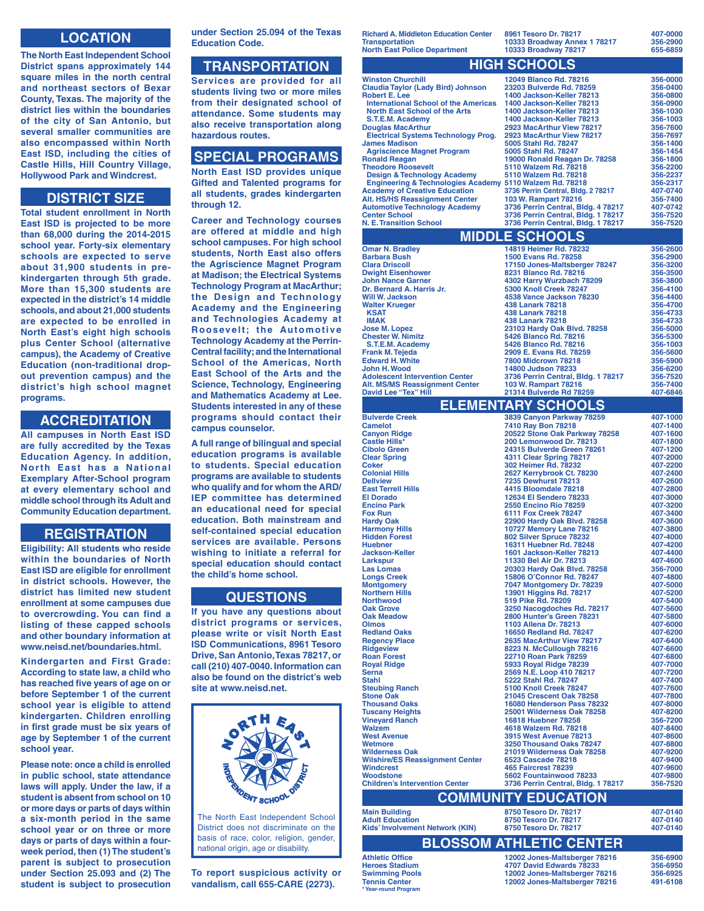## LOCATION

**The North East Independent School District spans approximately 144 square miles in the north central and northeast sectors of Bexar County, Texas. The majority of the district lies within the boundaries of the city of San Antonio, but several smaller communities are also encompassed within North East ISD, including the cities of Castle Hills, Hill Country Village, Hollywood Park and Windcrest.**

## DISTRICT SIZE

**Total student enrollment in North East ISD is projected to be more than 68,000 during the 2014-2015 school year. Forty-six elementary schools are expected to serve about 31,900 students in pre-kindergarten through 5th grade. More than 15,300 students are expected in the district's 14 middle schools, and about 21,000 students are expected to be enrolled in North East's eight high schools plus Center School (alternative campus), the Academy of Creative Education (non-traditional drop-out prevention campus) and the district's high school magnet programs.**

## ACCREDITATION

**All campuses in North East ISD are fully accredited by the Texas Education Agency. In addition, North East has a National Exemplary After-School program at every elementary school and middle school through its Adult and Community Education department.**

## REGISTRATION

**Eligibility: All students who reside within the boundaries of North East ISD are eligible for enrollment in district schools. However, the district has limited new student enrollment at some campuses due to overcrowding. You can find a listing of these capped schools and other boundary information at www.neisd.net/boundaries.html.**

**Kindergarten and First Grade: According to state law, a child who has reached five years of age on or before September 1 of the current school year is eligible to attend kindergarten. Children enrolling in first grade must be six years of age by September 1 of the current school year.**

**Please note: once a child is enrolled in public school, state attendance laws will apply. Under the law, if a student is absent from school on 10 or more days or parts of days within a six-month period in the same school year or on three or more days or parts of days within a four-week period, then (1) The student's parent is subject to prosecution under Section 25.093 and (2) The student is subject to prosecution under Section 25.094 of the Texas Education Code.**

## TRANSPORTATION

**Services are provided for all students living two or more miles from their designated school of attendance. Some students may also receive transportation along hazardous routes.**

## SPECIAL PROGRAMS

**North East ISD provides unique Gifted and Talented programs for all students, grades kindergarten through 12.**

**Career and Technology courses are offered at middle and high school campuses. For high school students, North East also offers the Agriscience Magnet Program at Madison; the Electrical Systems Technology Program at MacArthur; the Design and Technology Academy and the Engineering and Technologies Academy at Roosevelt; the Automotive Technology Academy at the Perrin-Central facility; and the International School of the Americas, North East School of the Arts and the Science, Technology, Engineering and Mathematics Academy at Lee. Students interested in any of these programs should contact their campus counselor.**

**A full range of bilingual and special education programs is available to students. Special education programs are available to students who qualify and for whom the ARD/IEP committee has determined an educational need for special education. Both mainstream and self-contained special education services are available. Persons wishing to initiate a referral for special education should contact the child's home school.**

## QUESTIONS

**If you have any questions about district programs or services, please write or visit North East ISD Communications, 8961 Tesoro Drive, San Antonio, Texas 78217, or call (210) 407-0040. Information can also be found on the district's web site at www.neisd.net.**

NORTH EAST INDEPENDENT SCHOOL DISTRICT

The North East Independent School District does not discriminate on the basis of race, color, religion, gender, national origin, age or disability.

**To report suspicious activity or vandalism, call 655-CARE (2273).**

| | | |
|---|---|---|
| Richard A. Middleton Education Center | 8961 Tesoro Dr. 78217 | 407-0000 |
| Transportation | 10333 Broadway Annex 1 78217 | 356-2900 |
| North East Police Department | 10333 Broadway 78217 | 655-6859 |

## HIGH SCHOOLS

| | | |
|---|---|---|
| Winston Churchill | 12049 Blanco Rd. 78216 | 356-0000 |
| Claudia Taylor (Lady Bird) Johnson | 23203 Bulverde Rd. 78259 | 356-0400 |
| Robert E. Lee | 1400 Jackson-Keller 78213 | 356-0800 |
| International School of the Americas | 1400 Jackson-Keller 78213 | 356-0900 |
| North East School of the Arts | 1400 Jackson-Keller 78213 | 356-1030 |
| S.T.E.M. Academy | 1400 Jackson-Keller 78213 | 356-1003 |
| Douglas MacArthur | 2923 MacArthur View 78217 | 356-7600 |
| Electrical Systems Technology Prog. | 2923 MacArthur View 78217 | 356-7697 |
| James Madison | 5005 Stahl Rd. 78247 | 356-1400 |
| Agriscience Magnet Program | 5005 Stahl Rd. 78247 | 356-1454 |
| Ronald Reagan | 19000 Ronald Reagan Dr. 78258 | 356-1800 |
| Theodore Roosevelt | 5110 Walzem Rd. 78218 | 356-2200 |
| Design & Technology Academy | 5110 Walzem Rd. 78218 | 356-2237 |
| Engineering & Technologies Academy | 5110 Walzem Rd. 78218 | 356-2317 |
| Academy of Creative Education | 3736 Perrin Central, Bldg. 2 78217 | 407-0740 |
| Alt. HS/HS Reassignment Center | 103 W. Rampart 78216 | 356-7400 |
| Automotive Technology Academy | 3736 Perrin Central, Bldg. 4 78217 | 407-0742 |
| Center School | 3736 Perrin Central, Bldg. 1 78217 | 356-7520 |
| N. E. Transition School | 3736 Perrin Central, Bldg. 1 78217 | 356-7520 |

## MIDDLE SCHOOLS

| | | |
|---|---|---|
| Omar N. Bradley | 14819 Heimer Rd. 78232 | 356-2600 |
| Barbara Bush | 1500 Evans Rd. 78258 | 356-2900 |
| Clara Driscoll | 17150 Jones-Maltsberger 78247 | 356-3200 |
| Dwight Eisenhower | 8231 Blanco Rd. 78216 | 356-3500 |
| John Nance Garner | 4302 Harry Wurzbach 78209 | 356-3800 |
| Dr. Bernard A. Harris Jr. | 5300 Knoll Creek 78247 | 356-4100 |
| Will W. Jackson | 4538 Vance Jackson 78230 | 356-4400 |
| Walter Krueger | 438 Lanark 78218 | 356-4700 |
| KSAT | 438 Lanark 78218 | 356-4733 |
| IMAK | 438 Lanark 78218 | 356-4733 |
| Jose M. Lopez | 23103 Hardy Oak Blvd. 78258 | 356-5000 |
| Chester W. Nimitz | 5426 Blanco Rd. 78216 | 356-5300 |
| S.T.E.M. Academy | 5426 Blanco Rd. 78216 | 356-1003 |
| Frank M. Tejeda | 2909 E. Evans Rd. 78259 | 356-5600 |
| Edward H. White | 7800 Midcrown 78218 | 356-5900 |
| John H. Wood | 14800 Judson 78233 | 356-6200 |
| Adolescent Intervention Center | 3736 Perrin Central, Bldg. 1 78217 | 356-7520 |
| Alt. MS/MS Reassignment Center | 103 W. Rampart 78216 | 356-7400 |
| David Lee "Tex" Hill | 21314 Bulverde Rd 78259 | 407-6846 |

## ELEMENTARY SCHOOLS

| | | |
|---|---|---|
| Bulverde Creek | 3839 Canyon Parkway 78259 | 407-1000 |
| Camelot | 7410 Ray Bon 78218 | 407-1400 |
| Canyon Ridge | 20522 Stone Oak Parkway 78258 | 407-1600 |
| Castle Hills* | 200 Lemonwood Dr. 78213 | 407-1800 |
| Cibolo Green | 24315 Bulverde Green 78261 | 407-1200 |
| Clear Spring | 4311 Clear Spring 78217 | 407-2000 |
| Coker | 302 Heimer Rd. 78232 | 407-2200 |
| Colonial Hills | 2627 Kerrybrook Ct. 78230 | 407-2400 |
| Dellview | 7235 Dewhurst 78213 | 407-2600 |
| East Terrell Hills | 4415 Bloomdale 78218 | 407-2800 |
| El Dorado | 12634 El Sendero 78233 | 407-3000 |
| Encino Park | 2550 Encino Rio 78259 | 407-3200 |
| Fox Run | 6111 Fox Creek 78247 | 407-3400 |
| Hardy Oak | 22900 Hardy Oak Blvd. 78258 | 407-3600 |
| Harmony Hills | 10727 Memory Lane 78216 | 407-3800 |
| Hidden Forest | 802 Silver Spruce 78232 | 407-4000 |
| Huebner | 16311 Huebner Rd. 78248 | 407-4200 |
| Jackson-Keller | 1601 Jackson-Keller 78213 | 407-4400 |
| Larkspur | 11330 Bel Air Dr. 78213 | 407-4600 |
| Las Lomas | 20303 Hardy Oak Blvd. 78258 | 356-7000 |
| Longs Creek | 15806 O'Connor Rd. 78247 | 407-4800 |
| Montgomery | 7047 Montgomery Dr. 78239 | 407-5000 |
| Northern Hills | 13901 Higgins Rd. 78217 | 407-5200 |
| Northwood | 519 Pike Rd. 78209 | 407-5400 |
| Oak Grove | 3250 Nacogdoches Rd. 78217 | 407-5600 |
| Oak Meadow | 2800 Hunter's Green 78231 | 407-5800 |
| Olmos | 1103 Allena Dr. 78213 | 407-6000 |
| Redland Oaks | 16650 Redland Rd. 78247 | 407-6200 |
| Regency Place | 2635 MacArthur View 78217 | 407-6400 |
| Ridgeview | 8223 N. McCullough 78216 | 407-6600 |
| Roan Forest | 22710 Roan Park 78259 | 407-6800 |
| Royal Ridge | 5933 Royal Ridge 78239 | 407-7000 |
| Serna | 2569 N.E. Loop 410 78217 | 407-7200 |
| Stahl | 5222 Stahl Rd. 78247 | 407-7400 |
| Steubing Ranch | 5100 Knoll Creek 78247 | 407-7600 |
| Stone Oak | 21045 Crescent Oak 78258 | 407-7800 |
| Thousand Oaks | 16080 Henderson Pass 78232 | 407-8000 |
| Tuscany Heights | 25001 Wilderness Oak 78258 | 407-8200 |
| Vineyard Ranch | 16818 Huebner 78258 | 356-7200 |
| Walzem | 4618 Walzem Rd. 78218 | 407-8400 |
| West Avenue | 3915 West Avenue 78213 | 407-8600 |
| Wetmore | 3250 Thousand Oaks 78247 | 407-8800 |
| Wilderness Oak | 21019 Wilderness Oak 78258 | 407-9200 |
| Wilshire/ES Reassignment Center | 6523 Cascade 78218 | 407-9400 |
| Windcrest | 465 Faircrest 78239 | 407-9600 |
| Woodstone | 5602 Fountainwood 78233 | 407-9800 |
| Children's Intervention Center | 3736 Perrin Central, Bldg. 1 78217 | 356-7520 |

## COMMUNITY EDUCATION

| | | |
|---|---|---|
| Main Building | 8750 Tesoro Dr. 78217 | 407-0140 |
| Adult Education | 8750 Tesoro Dr. 78217 | 407-0140 |
| Kids' Involvement Network (KIN) | 8750 Tesoro Dr. 78217 | 407-0140 |

## BLOSSOM ATHLETIC CENTER

| | | |
|---|---|---|
| Athletic Office | 12002 Jones-Maltsberger 78216 | 356-6900 |
| Heroes Stadium | 4707 David Edwards 78233 | 356-6950 |
| Swimming Pools | 12002 Jones-Maltsberger 78216 | 356-6925 |
| Tennis Center | 12002 Jones-Maltsberger 78216 | 491-6108 |

* Year-round Program